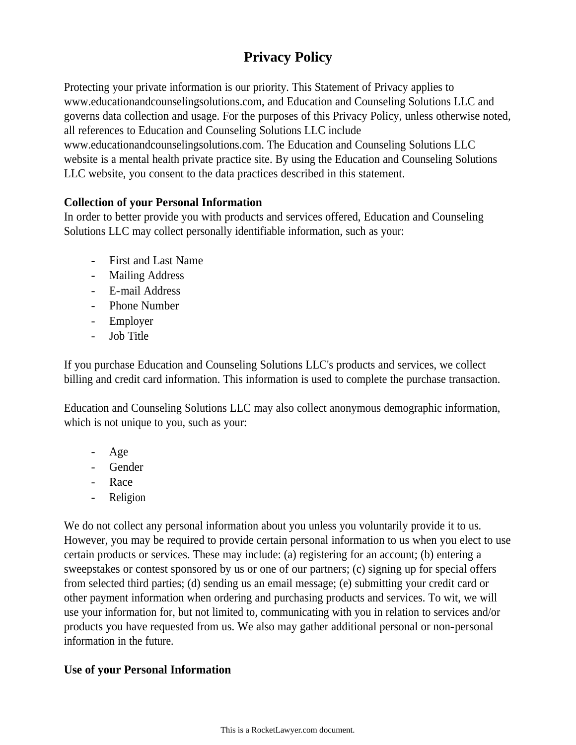# Privacy Policy

Protecting your private information is our priority. This Statement of Privacy applies to www.educationandcounselingsolutions.com, and Education and Counseling Solutions LLC and governs data collection and usage. For the purposes of this Privacy Policy, unless otherwise noted, all references to Education and Counseling Solutions LLC include www.educationandcounselingsolutions.com. The Education and Counseling Solutions LLC website is a mental health private practice site. By using the Education and Counseling Solutions LLC website, you consent to the data practices described in this statement.

**Collection of your Personal Information**

In order to better provide you with products and services offered, Education and Counseling Solutions LLC may collect personally identifiable information, such as your:

- First and Last Name
- Mailing Address
- E-mail Address
- Phone Number
- Employer
- Job Title

If you purchase Education and Counseling Solutions LLC's products and services, we collect billing and credit card information. This information is used to complete the purchase transaction.

Education and Counseling Solutions LLC may also collect anonymous demographic information, which is not unique to you, such as your:

- Age
- Gender
- Race
- Religion

We do not collect any personal information about you unless you voluntarily provide it to us. However, you may be required to provide certain personal information to us when you elect to use certain products or services. These may include: (a) registering for an account; (b) entering a sweepstakes or contest sponsored by us or one of our partners; (c) signing up for special offers from selected third parties; (d) sending us an email message; (e) submitting your credit card or other payment information when ordering and purchasing products and services. To wit, we will use your information for, but not limited to, communicating with you in relation to services and/or products you have requested from us. We also may gather additional personal or non-personal information in the future.

**Use of your Personal Information**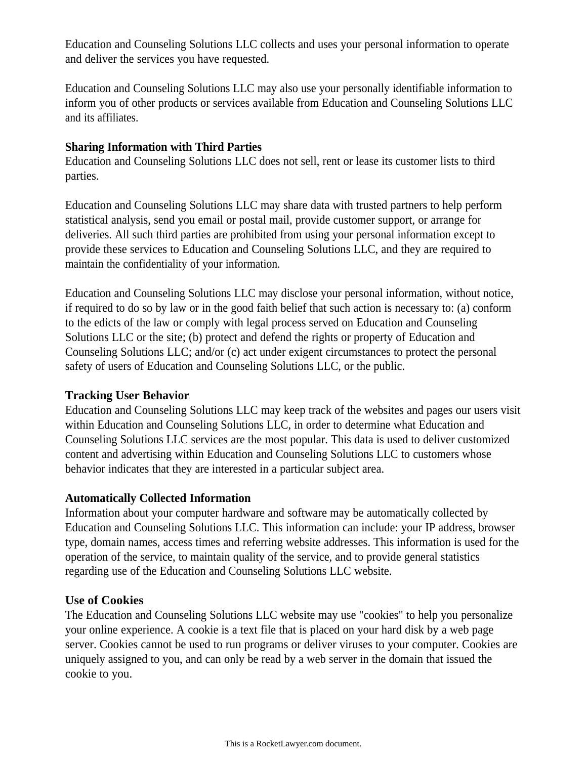Education and Counseling Solutions LLC collects and uses your personal information to operate and deliver the services you have requested.

Education and Counseling Solutions LLC may also use your personally identifiable information to inform you of other products or services available from Education and Counseling Solutions LLC and its affiliates.

**Sharing Information with Third Parties**

Education and Counseling Solutions LLC does not sell, rent or lease its customer lists to third parties.

Education and Counseling Solutions LLC may share data with trusted partners to help perform statistical analysis, send you email or postal mail, provide customer support, or arrange for deliveries. All such third parties are prohibited from using your personal information except to provide these services to Education and Counseling Solutions LLC, and they are required to maintain the confidentiality of your information.

Education and Counseling Solutions LLC may disclose your personal information, without notice, if required to do so by law or in the good faith belief that such action is necessary to: (a) conform to the edicts of the law or comply with legal process served on Education and Counseling Solutions LLC or the site; (b) protect and defend the rights or property of Education and Counseling Solutions LLC; and/or (c) act under exigent circumstances to protect the personal safety of users of Education and Counseling Solutions LLC, or the public.

**Tracking User Behavior**

Education and Counseling Solutions LLC may keep track of the websites and pages our users visit within Education and Counseling Solutions LLC, in order to determine what Education and Counseling Solutions LLC services are the most popular. This data is used to deliver customized content and advertising within Education and Counseling Solutions LLC to customers whose behavior indicates that they are interested in a particular subject area.

**Automatically Collected Information**

Information about your computer hardware and software may be automatically collected by Education and Counseling Solutions LLC. This information can include: your IP address, browser type, domain names, access times and referring website addresses. This information is used for the operation of the service, to maintain quality of the service, and to provide general statistics regarding use of the Education and Counseling Solutions LLC website.

**Use of Cookies**

The Education and Counseling Solutions LLC website may use "cookies" to help you personalize your online experience. A cookie is a text file that is placed on your hard disk by a web page server. Cookies cannot be used to run programs or deliver viruses to your computer. Cookies are uniquely assigned to you, and can only be read by a web server in the domain that issued the cookie to you.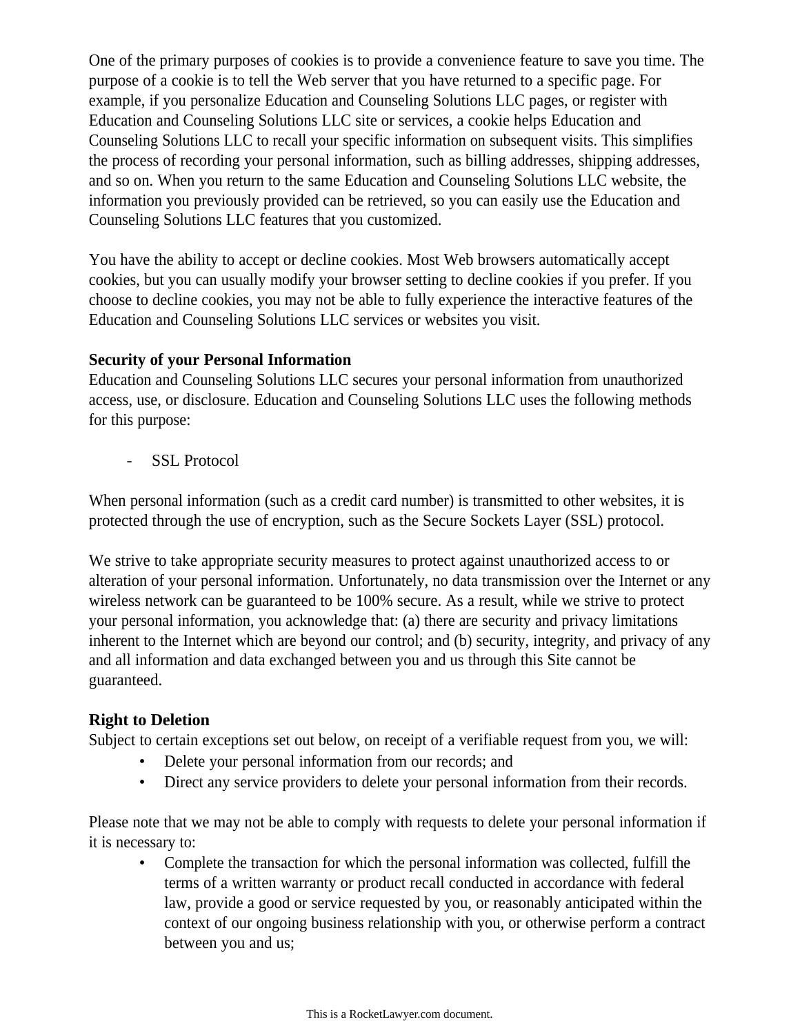One of the primary purposes of cookies is to provide a convenience feature to save you time. The purpose of a cookie is to tell the Web server that you have returned to a specific page. For example, if you personalize Education and Counseling Solutions LLC pages, or register with Education and Counseling Solutions LLC site or services, a cookie helps Education and Counseling Solutions LLC to recall your specific information on subsequent visits. This simplifies the process of recording your personal information, such as billing addresses, shipping addresses, and so on. When you return to the same Education and Counseling Solutions LLC website, the information you previously provided can be retrieved, so you can easily use the Education and Counseling Solutions LLC features that you customized.

You have the ability to accept or decline cookies. Most Web browsers automatically accept cookies, but you can usually modify your browser setting to decline cookies if you prefer. If you choose to decline cookies, you may not be able to fully experience the interactive features of the Education and Counseling Solutions LLC services or websites you visit.

**Security of your Personal Information**

Education and Counseling Solutions LLC secures your personal information from unauthorized access, use, or disclosure. Education and Counseling Solutions LLC uses the following methods for this purpose:

- SSL Protocol

When personal information (such as a credit card number) is transmitted to other websites, it is protected through the use of encryption, such as the Secure Sockets Layer (SSL) protocol.

We strive to take appropriate security measures to protect against unauthorized access to or alteration of your personal information. Unfortunately, no data transmission over the Internet or any wireless network can be guaranteed to be 100% secure. As a result, while we strive to protect your personal information, you acknowledge that: (a) there are security and privacy limitations inherent to the Internet which are beyond our control; and (b) security, integrity, and privacy of any and all information and data exchanged between you and us through this Site cannot be guaranteed.

**Right to Deletion**

Subject to certain exceptions set out below, on receipt of a verifiable request from you, we will:

- Delete your personal information from our records; and
- Direct any service providers to delete your personal information from their records.

Please note that we may not be able to comply with requests to delete your personal information if it is necessary to:

- Complete the transaction for which the personal information was collected, fulfill the terms of a written warranty or product recall conducted in accordance with federal law, provide a good or service requested by you, or reasonably anticipated within the context of our ongoing business relationship with you, or otherwise perform a contract between you and us;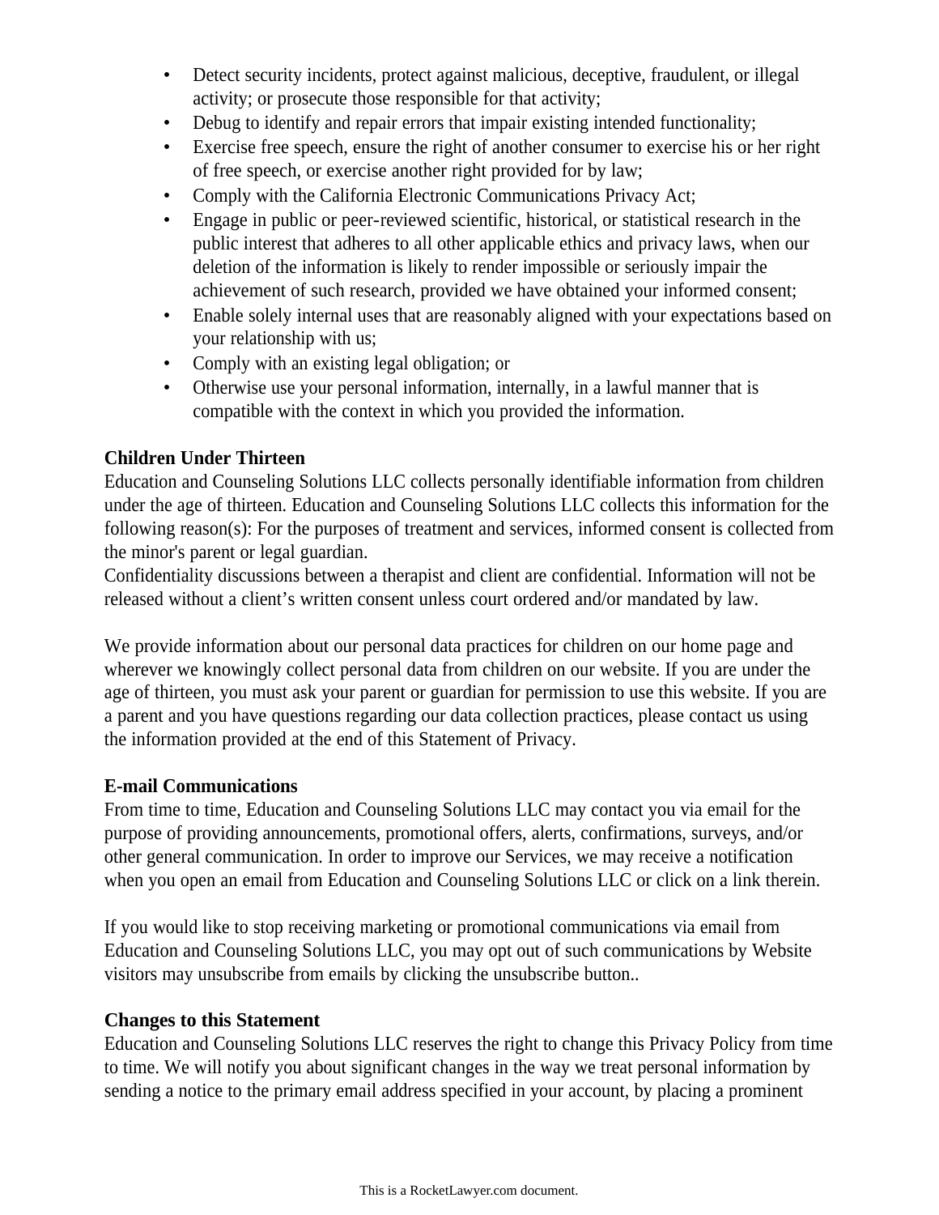- Detect security incidents, protect against malicious, deceptive, fraudulent, or illegal activity; or prosecute those responsible for that activity;
- Debug to identify and repair errors that impair existing intended functionality;
- Exercise free speech, ensure the right of another consumer to exercise his or her right of free speech, or exercise another right provided for by law;
- Comply with the California Electronic Communications Privacy Act;
- Engage in public or peer-reviewed scientific, historical, or statistical research in the public interest that adheres to all other applicable ethics and privacy laws, when our deletion of the information is likely to render impossible or seriously impair the achievement of such research, provided we have obtained your informed consent;
- Enable solely internal uses that are reasonably aligned with your expectations based on your relationship with us;
- Comply with an existing legal obligation; or
- Otherwise use your personal information, internally, in a lawful manner that is compatible with the context in which you provided the information.

**Children Under Thirteen**
Education and Counseling Solutions LLC collects personally identifiable information from children under the age of thirteen. Education and Counseling Solutions LLC collects this information for the following reason(s): For the purposes of treatment and services, informed consent is collected from the minor's parent or legal guardian.
Confidentiality discussions between a therapist and client are confidential. Information will not be released without a client's written consent unless court ordered and/or mandated by law.

We provide information about our personal data practices for children on our home page and wherever we knowingly collect personal data from children on our website. If you are under the age of thirteen, you must ask your parent or guardian for permission to use this website. If you are a parent and you have questions regarding our data collection practices, please contact us using the information provided at the end of this Statement of Privacy.

**E-mail Communications**
From time to time, Education and Counseling Solutions LLC may contact you via email for the purpose of providing announcements, promotional offers, alerts, confirmations, surveys, and/or other general communication. In order to improve our Services, we may receive a notification when you open an email from Education and Counseling Solutions LLC or click on a link therein.

If you would like to stop receiving marketing or promotional communications via email from Education and Counseling Solutions LLC, you may opt out of such communications by Website visitors may unsubscribe from emails by clicking the unsubscribe button..

**Changes to this Statement**
Education and Counseling Solutions LLC reserves the right to change this Privacy Policy from time to time. We will notify you about significant changes in the way we treat personal information by sending a notice to the primary email address specified in your account, by placing a prominent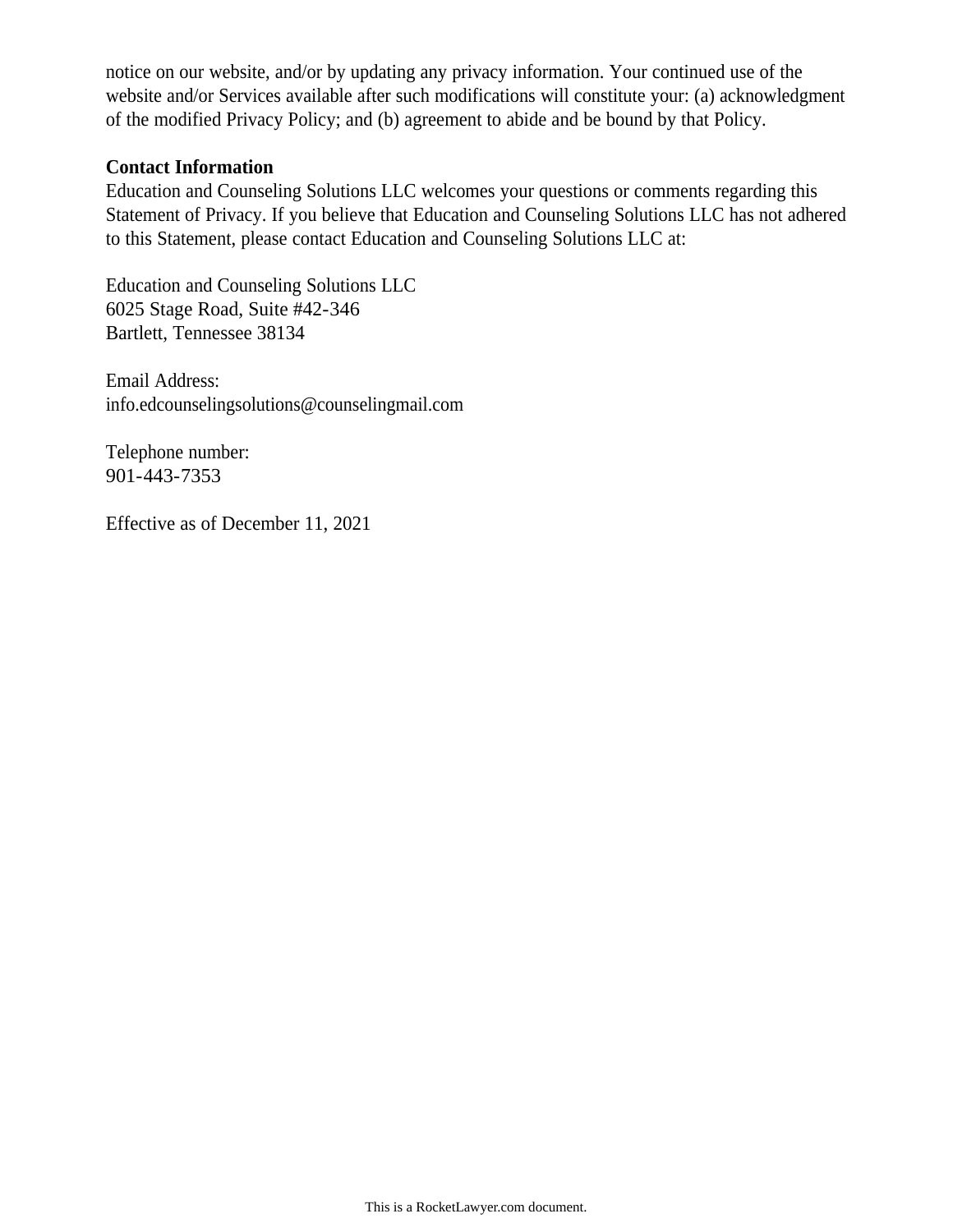notice on our website, and/or by updating any privacy information. Your continued use of the website and/or Services available after such modifications will constitute your: (a) acknowledgment of the modified Privacy Policy; and (b) agreement to abide and be bound by that Policy.

**Contact Information**

Education and Counseling Solutions LLC welcomes your questions or comments regarding this Statement of Privacy. If you believe that Education and Counseling Solutions LLC has not adhered to this Statement, please contact Education and Counseling Solutions LLC at:

Education and Counseling Solutions LLC
6025 Stage Road, Suite #42-346
Bartlett, Tennessee 38134

Email Address:
info.edcounselingsolutions@counselingmail.com

Telephone number:
901-443-7353

Effective as of December 11, 2021